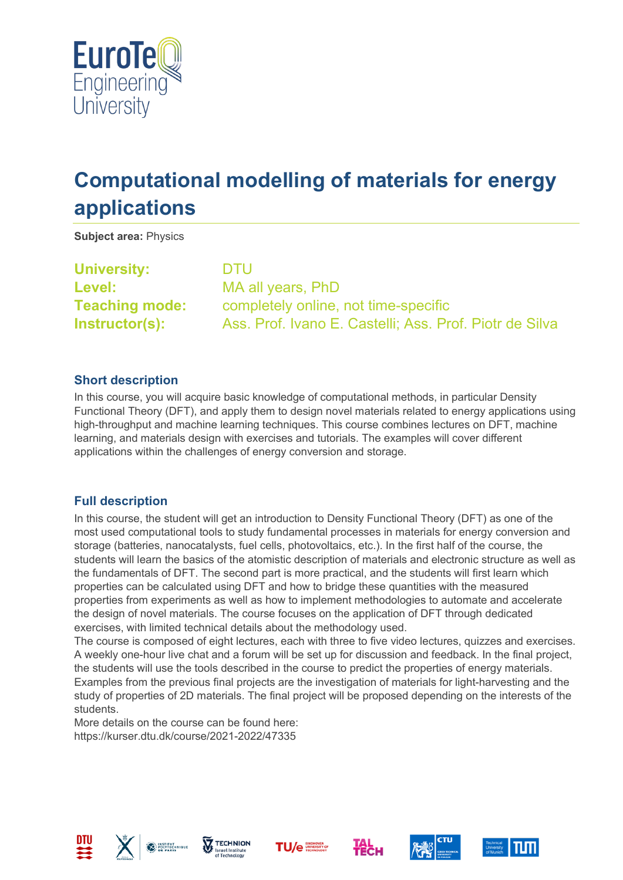# Computational modelling of materials for energy applications

**Subject area:** Physics

**University:** DTU
**Level:** MA all years, PhD
**Teaching mode:** completely online, not time-specific
**Instructor(s):** Ass. Prof. Ivano E. Castelli; Ass. Prof. Piotr de Silva

## Short description

In this course, you will acquire basic knowledge of computational methods, in particular Density Functional Theory (DFT), and apply them to design novel materials related to energy applications using high-throughput and machine learning techniques. This course combines lectures on DFT, machine learning, and materials design with exercises and tutorials. The examples will cover different applications within the challenges of energy conversion and storage.

## Full description

In this course, the student will get an introduction to Density Functional Theory (DFT) as one of the most used computational tools to study fundamental processes in materials for energy conversion and storage (batteries, nanocatalysts, fuel cells, photovoltaics, etc.). In the first half of the course, the students will learn the basics of the atomistic description of materials and electronic structure as well as the fundamentals of DFT. The second part is more practical, and the students will first learn which properties can be calculated using DFT and how to bridge these quantities with the measured properties from experiments as well as how to implement methodologies to automate and accelerate the design of novel materials. The course focuses on the application of DFT through dedicated exercises, with limited technical details about the methodology used.
The course is composed of eight lectures, each with three to five video lectures, quizzes and exercises. A weekly one-hour live chat and a forum will be set up for discussion and feedback. In the final project, the students will use the tools described in the course to predict the properties of energy materials. Examples from the previous final projects are the investigation of materials for light-harvesting and the study of properties of 2D materials. The final project will be proposed depending on the interests of the students.
More details on the course can be found here:
https://kurser.dtu.dk/course/2021-2022/47335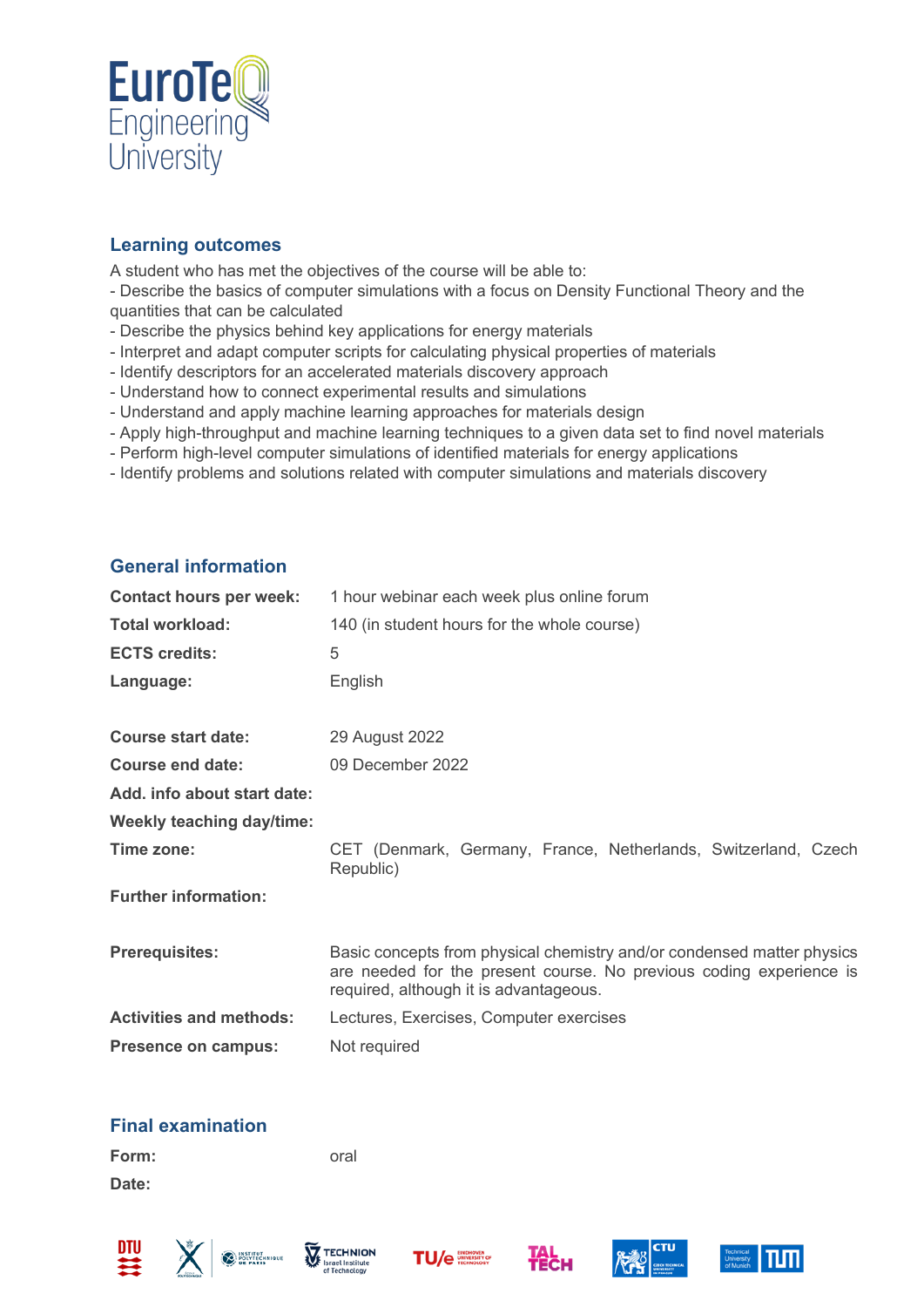## Learning outcomes

A student who has met the objectives of the course will be able to:

- Describe the basics of computer simulations with a focus on Density Functional Theory and the quantities that can be calculated
- Describe the physics behind key applications for energy materials
- Interpret and adapt computer scripts for calculating physical properties of materials
- Identify descriptors for an accelerated materials discovery approach
- Understand how to connect experimental results and simulations
- Understand and apply machine learning approaches for materials design
- Apply high-throughput and machine learning techniques to a given data set to find novel materials
- Perform high-level computer simulations of identified materials for energy applications
- Identify problems and solutions related with computer simulations and materials discovery

## General information

| | |
|---|---|
| **Contact hours per week:** | 1 hour webinar each week plus online forum |
| **Total workload:** | 140 (in student hours for the whole course) |
| **ECTS credits:** | 5 |
| **Language:** | English |
| **Course start date:** | 29 August 2022 |
| **Course end date:** | 09 December 2022 |
| **Add. info about start date:** | |
| **Weekly teaching day/time:** | |
| **Time zone:** | CET (Denmark, Germany, France, Netherlands, Switzerland, Czech Republic) |
| **Further information:** | |
| **Prerequisites:** | Basic concepts from physical chemistry and/or condensed matter physics are needed for the present course. No previous coding experience is required, although it is advantageous. |
| **Activities and methods:** | Lectures, Exercises, Computer exercises |
| **Presence on campus:** | Not required |

## Final examination

| | |
|---|---|
| **Form:** | oral |
| **Date:** | |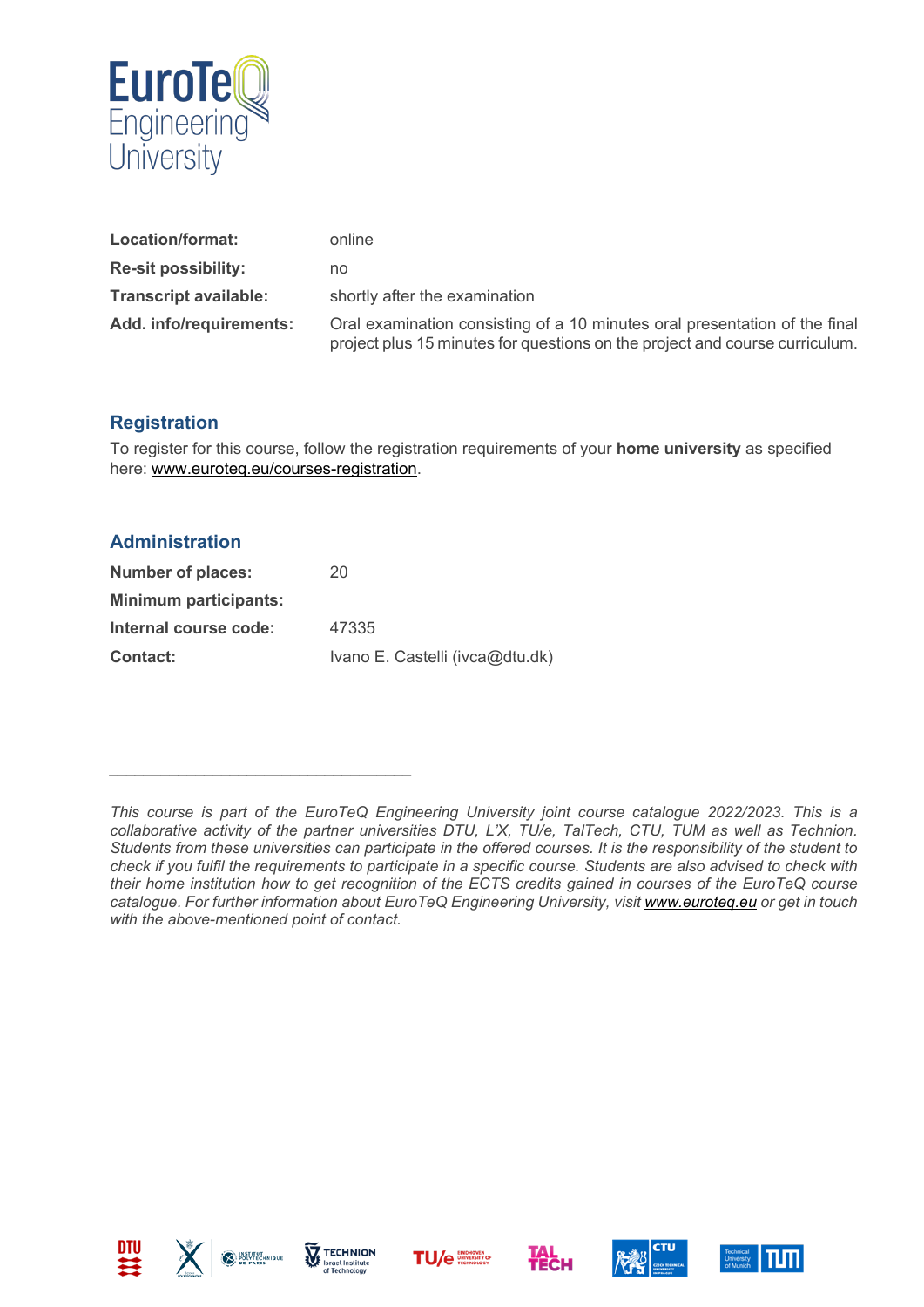| | |
|---|---|
| **Location/format:** | online |
| **Re-sit possibility:** | no |
| **Transcript available:** | shortly after the examination |
| **Add. info/requirements:** | Oral examination consisting of a 10 minutes oral presentation of the final project plus 15 minutes for questions on the project and course curriculum. |

## Registration

To register for this course, follow the registration requirements of your **home university** as specified here: www.euroteq.eu/courses-registration.

## Administration

| | |
|---|---|
| **Number of places:** | 20 |
| **Minimum participants:** | |
| **Internal course code:** | 47335 |
| **Contact:** | Ivano E. Castelli (ivca@dtu.dk) |

---

*This course is part of the EuroTeQ Engineering University joint course catalogue 2022/2023. This is a collaborative activity of the partner universities DTU, L'X, TU/e, TalTech, CTU, TUM as well as Technion. Students from these universities can participate in the offered courses. It is the responsibility of the student to check if you fulfil the requirements to participate in a specific course. Students are also advised to check with their home institution how to get recognition of the ECTS credits gained in courses of the EuroTeQ course catalogue. For further information about EuroTeQ Engineering University, visit www.euroteq.eu or get in touch with the above-mentioned point of contact.*